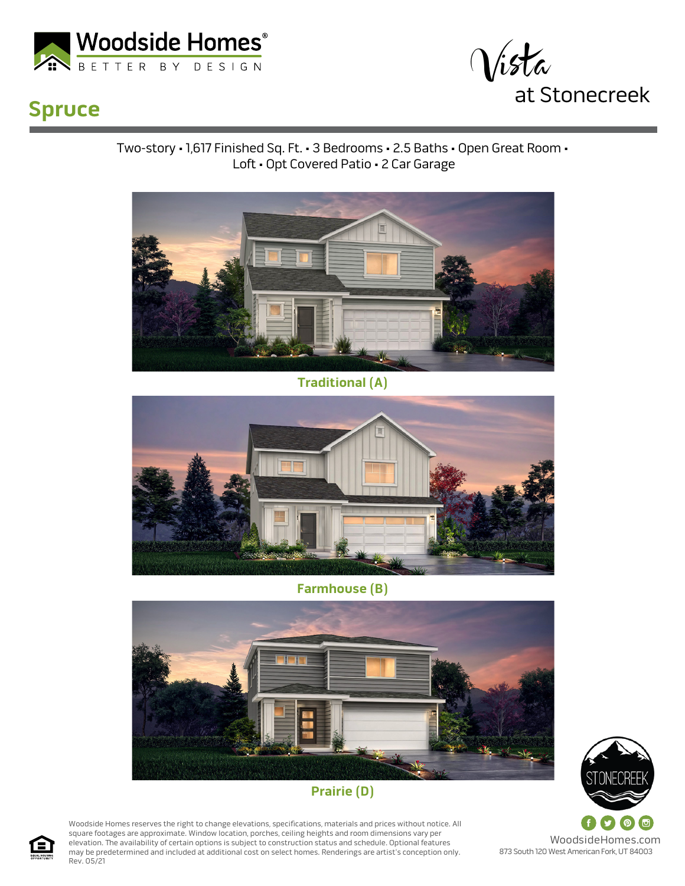Woodside Homes®

BETTER BY DESIGN

Vista at Stonecreek

# Spruce

Two-story • 1,617 Finished Sq. Ft. • 3 Bedrooms • 2.5 Baths • Open Great Room • Loft • Opt Covered Patio • 2 Car Garage

**Traditional (A)**

**Farmhouse (B)**

**Prairie (D)**

STONECREEK

Woodside Homes reserves the right to change elevations, specifications, materials and prices without notice. All square footages are approximate. Window location, porches, ceiling heights and room dimensions vary per elevation. The availability of certain options is subject to construction status and schedule. Optional features may be predetermined and included at additional cost on select homes. Renderings are artist's conception only. Rev. 05/21

WoodsideHomes.com

873 South 120 West American Fork, UT 84003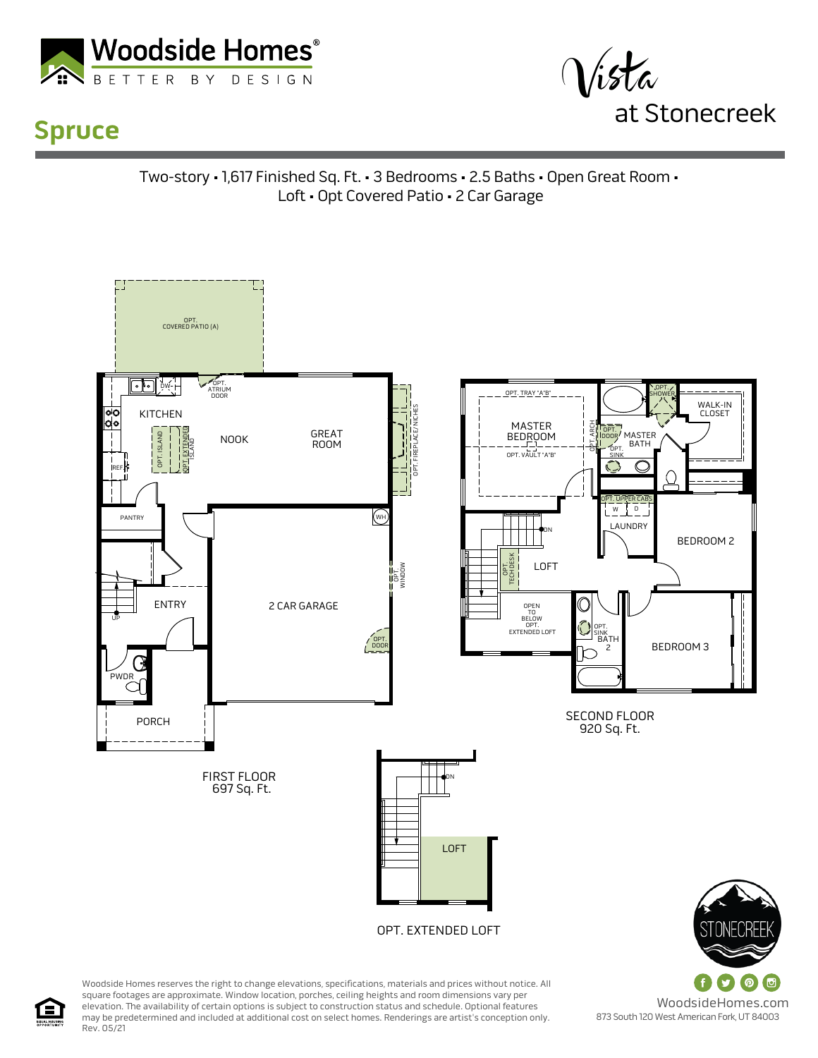Woodside Homes®

BETTER BY DESIGN

Vista at Stonecreek

# Spruce

Two-story • 1,617 Finished Sq. Ft. • 3 Bedrooms • 2.5 Baths • Open Great Room • Loft • Opt Covered Patio • 2 Car Garage

OPT. COVERED PATIO (A)

OPT. ATRIUM DOOR

DW

KITCHEN

OPT. ISLAND

OPT. EXTENDED ISLAND

NOOK

GREAT ROOM

OPT. FIREPLACE/ NICHES

REF.

PANTRY

WH

OPT. WINDOW

UP

ENTRY

2 CAR GARAGE

OPT. DOOR

PWDR

PORCH

FIRST FLOOR
697 Sq. Ft.

OPT. TRAY "A'B"

MASTER BEDROOM

OPT. VAULT "A'B"

OPT. ARCH

OPT. DOOR

OPT. SHOWER

MASTER BATH

OPT. SINK

WALK-IN CLOSET

OPT. UPPER CABS

W D

LAUNDRY

BEDROOM 2

DN

OPT. TECH DESK

LOFT

OPEN TO BELOW OPT. EXTENDED LOFT

OPT. SINK

BATH 2

BEDROOM 3

SECOND FLOOR
920 Sq. Ft.

DN

LOFT

OPT. EXTENDED LOFT

STONECREEK

Woodside Homes reserves the right to change elevations, specifications, materials and prices without notice. All square footages are approximate. Window location, porches, ceiling heights and room dimensions vary per elevation. The availability of certain options is subject to construction status and schedule. Optional features may be predetermined and included at additional cost on select homes. Renderings are artist's conception only. Rev. 05/21

WoodsideHomes.com
873 South 120 West American Fork, UT 84003